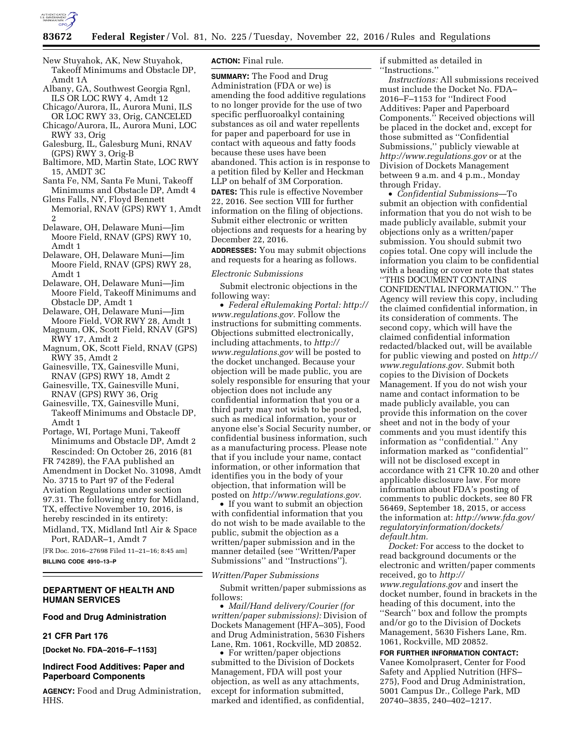New Stuyahok, AK, New Stuyahok, Takeoff Minimums and Obstacle DP, Amdt 1A

Albany, GA, Southwest Georgia Rgnl, ILS OR LOC RWY 4, Amdt 12

Chicago/Aurora, IL, Aurora Muni, ILS OR LOC RWY 33, Orig, CANCELED

Chicago/Aurora, IL, Aurora Muni, LOC RWY 33, Orig

Galesburg, IL, Galesburg Muni, RNAV (GPS) RWY 3, Orig-B

Baltimore, MD, Martin State, LOC RWY 15, AMDT 3C

Santa Fe, NM, Santa Fe Muni, Takeoff Minimums and Obstacle DP, Amdt 4

Glens Falls, NY, Floyd Bennett Memorial, RNAV (GPS) RWY 1, Amdt 2

Delaware, OH, Delaware Muni—Jim Moore Field, RNAV (GPS) RWY 10, Amdt 1

Delaware, OH, Delaware Muni—Jim Moore Field, RNAV (GPS) RWY 28, Amdt 1

Delaware, OH, Delaware Muni—Jim Moore Field, Takeoff Minimums and Obstacle DP, Amdt 1

Delaware, OH, Delaware Muni—Jim Moore Field, VOR RWY 28, Amdt 1

Magnum, OK, Scott Field, RNAV (GPS) RWY 17, Amdt 2

Magnum, OK, Scott Field, RNAV (GPS) RWY 35, Amdt 2

Gainesville, TX, Gainesville Muni, RNAV (GPS) RWY 18, Amdt 2

Gainesville, TX, Gainesville Muni, RNAV (GPS) RWY 36, Orig

Gainesville, TX, Gainesville Muni, Takeoff Minimums and Obstacle DP, Amdt 1

Portage, WI, Portage Muni, Takeoff Minimums and Obstacle DP, Amdt 2

Rescinded: On October 26, 2016 (81 FR 74289), the FAA published an Amendment in Docket No. 31098, Amdt No. 3715 to Part 97 of the Federal Aviation Regulations under section 97.31. The following entry for Midland, TX, effective November 10, 2016, is hereby rescinded in its entirety:

Midland, TX, Midland Intl Air & Space Port, RADAR–1, Amdt 7

[FR Doc. 2016–27698 Filed 11–21–16; 8:45 am]

**BILLING CODE 4910–13–P**

---

## DEPARTMENT OF HEALTH AND HUMAN SERVICES

### Food and Drug Administration

### 21 CFR Part 176

**[Docket No. FDA–2016–F–1153]**

### Indirect Food Additives: Paper and Paperboard Components

**AGENCY:** Food and Drug Administration, HHS.

**ACTION:** Final rule.

**SUMMARY:** The Food and Drug Administration (FDA or we) is amending the food additive regulations to no longer provide for the use of two specific perfluoroalkyl containing substances as oil and water repellents for paper and paperboard for use in contact with aqueous and fatty foods because these uses have been abandoned. This action is in response to a petition filed by Keller and Heckman LLP on behalf of 3M Corporation.

**DATES:** This rule is effective November 22, 2016. See section VIII for further information on the filing of objections. Submit either electronic or written objections and requests for a hearing by December 22, 2016.

**ADDRESSES:** You may submit objections and requests for a hearing as follows.

*Electronic Submissions*

Submit electronic objections in the following way:

- *Federal eRulemaking Portal: http://www.regulations.gov.* Follow the instructions for submitting comments. Objections submitted electronically, including attachments, to *http://www.regulations.gov* will be posted to the docket unchanged. Because your objection will be made public, you are solely responsible for ensuring that your objection does not include any confidential information that you or a third party may not wish to be posted, such as medical information, your or anyone else's Social Security number, or confidential business information, such as a manufacturing process. Please note that if you include your name, contact information, or other information that identifies you in the body of your objection, that information will be posted on *http://www.regulations.gov.*
- If you want to submit an objection with confidential information that you do not wish to be made available to the public, submit the objection as a written/paper submission and in the manner detailed (see ''Written/Paper Submissions'' and ''Instructions'').

*Written/Paper Submissions*

Submit written/paper submissions as follows:

- *Mail/Hand delivery/Courier (for written/paper submissions):* Division of Dockets Management (HFA–305), Food and Drug Administration, 5630 Fishers Lane, Rm. 1061, Rockville, MD 20852.
- For written/paper objections submitted to the Division of Dockets Management, FDA will post your objection, as well as any attachments, except for information submitted, marked and identified, as confidential, if submitted as detailed in ''Instructions.''

*Instructions:* All submissions received must include the Docket No. FDA–2016–F–1153 for ''Indirect Food Additives: Paper and Paperboard Components.'' Received objections will be placed in the docket and, except for those submitted as ''Confidential Submissions,'' publicly viewable at *http://www.regulations.gov* or at the Division of Dockets Management between 9 a.m. and 4 p.m., Monday through Friday.

- *Confidential Submissions*—To submit an objection with confidential information that you do not wish to be made publicly available, submit your objections only as a written/paper submission. You should submit two copies total. One copy will include the information you claim to be confidential with a heading or cover note that states ''THIS DOCUMENT CONTAINS CONFIDENTIAL INFORMATION.'' The Agency will review this copy, including the claimed confidential information, in its consideration of comments. The second copy, which will have the claimed confidential information redacted/blacked out, will be available for public viewing and posted on *http://www.regulations.gov.* Submit both copies to the Division of Dockets Management. If you do not wish your name and contact information to be made publicly available, you can provide this information on the cover sheet and not in the body of your comments and you must identify this information as ''confidential.'' Any information marked as ''confidential'' will not be disclosed except in accordance with 21 CFR 10.20 and other applicable disclosure law. For more information about FDA's posting of comments to public dockets, see 80 FR 56469, September 18, 2015, or access the information at: *http://www.fda.gov/regulatoryinformation/dockets/default.htm.*

*Docket:* For access to the docket to read background documents or the electronic and written/paper comments received, go to *http://www.regulations.gov* and insert the docket number, found in brackets in the heading of this document, into the ''Search'' box and follow the prompts and/or go to the Division of Dockets Management, 5630 Fishers Lane, Rm. 1061, Rockville, MD 20852.

**FOR FURTHER INFORMATION CONTACT:** Vanee Komolprasert, Center for Food Safety and Applied Nutrition (HFS–275), Food and Drug Administration, 5001 Campus Dr., College Park, MD 20740–3835, 240–402–1217.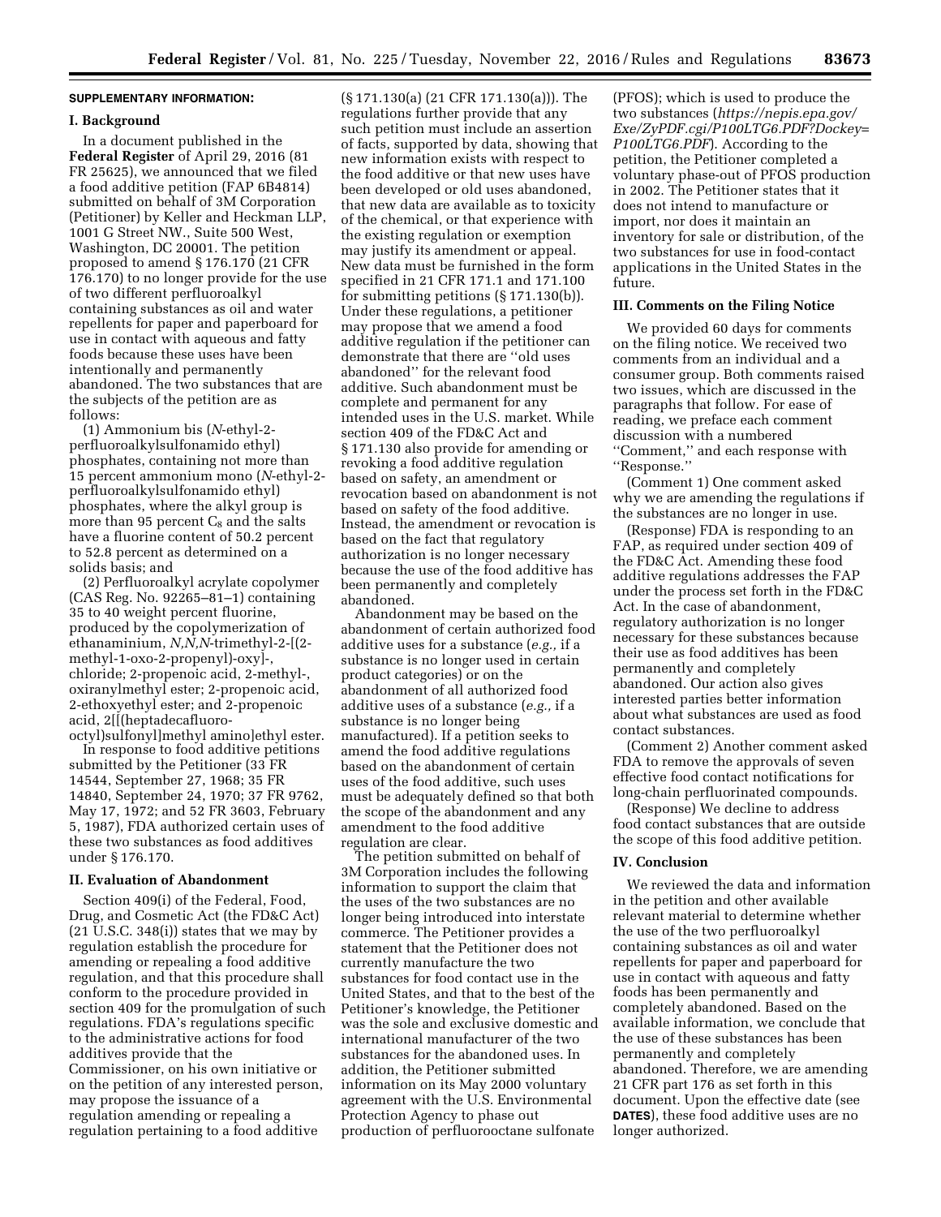**SUPPLEMENTARY INFORMATION:**

## I. Background

In a document published in the **Federal Register** of April 29, 2016 (81 FR 25625), we announced that we filed a food additive petition (FAP 6B4814) submitted on behalf of 3M Corporation (Petitioner) by Keller and Heckman LLP, 1001 G Street NW., Suite 500 West, Washington, DC 20001. The petition proposed to amend § 176.170 (21 CFR 176.170) to no longer provide for the use of two different perfluoroalkyl containing substances as oil and water repellents for paper and paperboard for use in contact with aqueous and fatty foods because these uses have been intentionally and permanently abandoned. The two substances that are the subjects of the petition are as follows:

(1) Ammonium bis (*N*-ethyl-2-perfluoroalkylsulfonamido ethyl) phosphates, containing not more than 15 percent ammonium mono (*N*-ethyl-2-perfluoroalkylsulfonamido ethyl) phosphates, where the alkyl group is more than 95 percent $C_8$ and the salts have a fluorine content of 50.2 percent to 52.8 percent as determined on a solids basis; and

(2) Perfluoroalkyl acrylate copolymer (CAS Reg. No. 92265–81–1) containing 35 to 40 weight percent fluorine, produced by the copolymerization of ethanaminium, *N,N,N*-trimethyl-2-[(2-methyl-1-oxo-2-propenyl)-oxy]-, chloride; 2-propenoic acid, 2-methyl-, oxiranylmethyl ester; 2-propenoic acid, 2-ethoxyethyl ester; and 2-propenoic acid, 2[[(heptadecafluoro-octyl)sulfonyl]methyl amino]ethyl ester.

In response to food additive petitions submitted by the Petitioner (33 FR 14544, September 27, 1968; 35 FR 14840, September 24, 1970; 37 FR 9762, May 17, 1972; and 52 FR 3603, February 5, 1987), FDA authorized certain uses of these two substances as food additives under § 176.170.

## II. Evaluation of Abandonment

Section 409(i) of the Federal, Food, Drug, and Cosmetic Act (the FD&C Act) (21 U.S.C. 348(i)) states that we may by regulation establish the procedure for amending or repealing a food additive regulation, and that this procedure shall conform to the procedure provided in section 409 for the promulgation of such regulations. FDA's regulations specific to the administrative actions for food additives provide that the Commissioner, on his own initiative or on the petition of any interested person, may propose the issuance of a regulation amending or repealing a regulation pertaining to a food additive (§ 171.130(a) (21 CFR 171.130(a))). The regulations further provide that any such petition must include an assertion of facts, supported by data, showing that new information exists with respect to the food additive or that new uses have been developed or old uses abandoned, that new data are available as to toxicity of the chemical, or that experience with the existing regulation or exemption may justify its amendment or appeal. New data must be furnished in the form specified in 21 CFR 171.1 and 171.100 for submitting petitions (§ 171.130(b)). Under these regulations, a petitioner may propose that we amend a food additive regulation if the petitioner can demonstrate that there are "old uses abandoned" for the relevant food additive. Such abandonment must be complete and permanent for any intended uses in the U.S. market. While section 409 of the FD&C Act and § 171.130 also provide for amending or revoking a food additive regulation based on safety, an amendment or revocation based on abandonment is not based on safety of the food additive. Instead, the amendment or revocation is based on the fact that regulatory authorization is no longer necessary because the use of the food additive has been permanently and completely abandoned.

Abandonment may be based on the abandonment of certain authorized food additive uses for a substance (*e.g.,* if a substance is no longer used in certain product categories) or on the abandonment of all authorized food additive uses of a substance (*e.g.,* if a substance is no longer being manufactured). If a petition seeks to amend the food additive regulations based on the abandonment of certain uses of the food additive, such uses must be adequately defined so that both the scope of the abandonment and any amendment to the food additive regulation are clear.

The petition submitted on behalf of 3M Corporation includes the following information to support the claim that the uses of the two substances are no longer being introduced into interstate commerce. The Petitioner provides a statement that the Petitioner does not currently manufacture the two substances for food contact use in the United States, and that to the best of the Petitioner's knowledge, the Petitioner was the sole and exclusive domestic and international manufacturer of the two substances for the abandoned uses. In addition, the Petitioner submitted information on its May 2000 voluntary agreement with the U.S. Environmental Protection Agency to phase out production of perfluorooctane sulfonate (PFOS); which is used to produce the two substances (*https://nepis.epa.gov/Exe/ZyPDF.cgi/P100LTG6.PDF?Dockey=P100LTG6.PDF*). According to the petition, the Petitioner completed a voluntary phase-out of PFOS production in 2002. The Petitioner states that it does not intend to manufacture or import, nor does it maintain an inventory for sale or distribution, of the two substances for use in food-contact applications in the United States in the future.

## III. Comments on the Filing Notice

We provided 60 days for comments on the filing notice. We received two comments from an individual and a consumer group. Both comments raised two issues, which are discussed in the paragraphs that follow. For ease of reading, we preface each comment discussion with a numbered "Comment," and each response with "Response."

(Comment 1) One comment asked why we are amending the regulations if the substances are no longer in use.

(Response) FDA is responding to an FAP, as required under section 409 of the FD&C Act. Amending these food additive regulations addresses the FAP under the process set forth in the FD&C Act. In the case of abandonment, regulatory authorization is no longer necessary for these substances because their use as food additives has been permanently and completely abandoned. Our action also gives interested parties better information about what substances are used as food contact substances.

(Comment 2) Another comment asked FDA to remove the approvals of seven effective food contact notifications for long-chain perfluorinated compounds.

(Response) We decline to address food contact substances that are outside the scope of this food additive petition.

## IV. Conclusion

We reviewed the data and information in the petition and other available relevant material to determine whether the use of the two perfluoroalkyl containing substances as oil and water repellents for paper and paperboard for use in contact with aqueous and fatty foods has been permanently and completely abandoned. Based on the available information, we conclude that the use of these substances has been permanently and completely abandoned. Therefore, we are amending 21 CFR part 176 as set forth in this document. Upon the effective date (see **DATES**), these food additive uses are no longer authorized.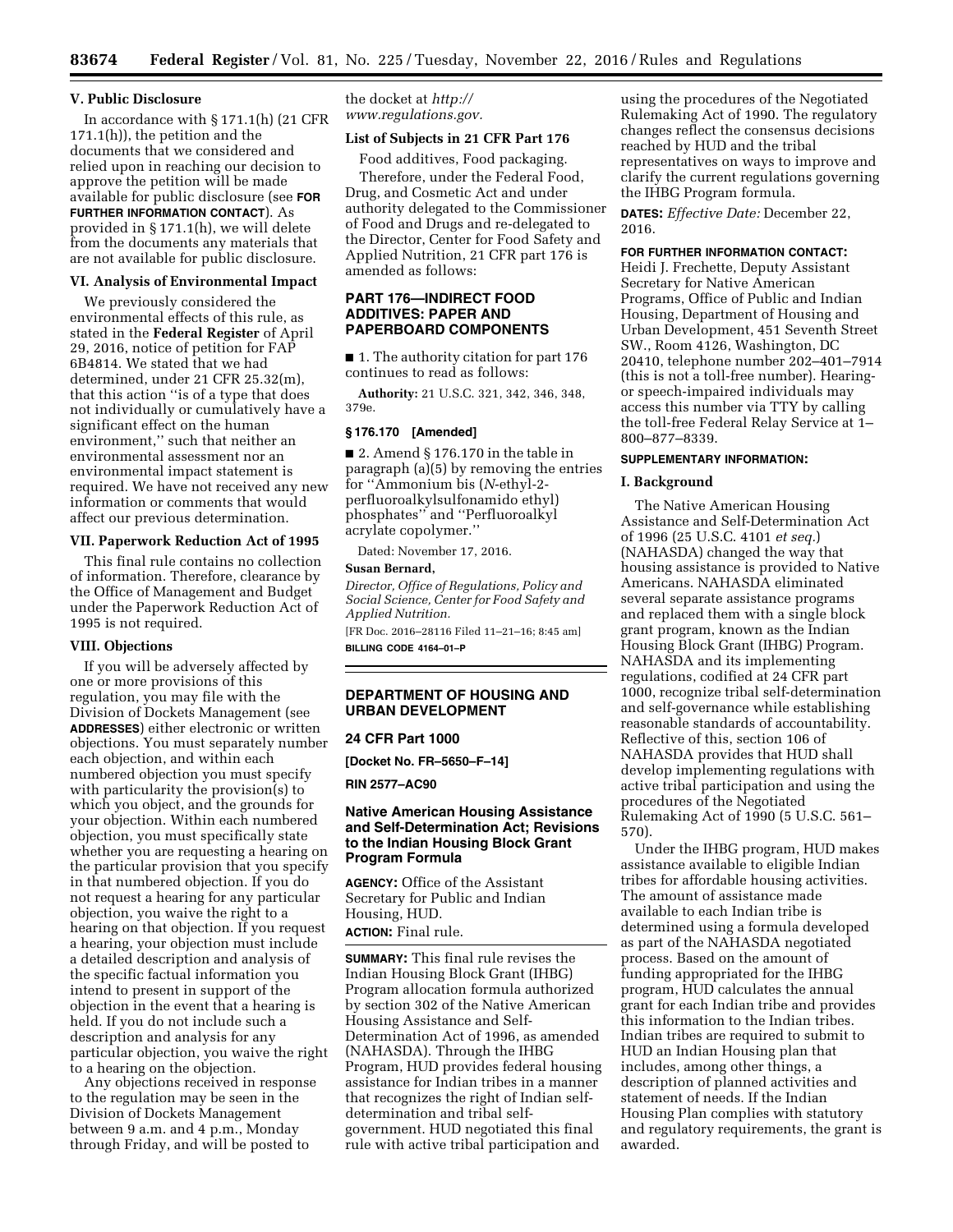### V. Public Disclosure

In accordance with § 171.1(h) (21 CFR 171.1(h)), the petition and the documents that we considered and relied upon in reaching our decision to approve the petition will be made available for public disclosure (see **FOR FURTHER INFORMATION CONTACT**). As provided in § 171.1(h), we will delete from the documents any materials that are not available for public disclosure.

### VI. Analysis of Environmental Impact

We previously considered the environmental effects of this rule, as stated in the **Federal Register** of April 29, 2016, notice of petition for FAP 6B4814. We stated that we had determined, under 21 CFR 25.32(m), that this action ''is of a type that does not individually or cumulatively have a significant effect on the human environment,'' such that neither an environmental assessment nor an environmental impact statement is required. We have not received any new information or comments that would affect our previous determination.

### VII. Paperwork Reduction Act of 1995

This final rule contains no collection of information. Therefore, clearance by the Office of Management and Budget under the Paperwork Reduction Act of 1995 is not required.

### VIII. Objections

If you will be adversely affected by one or more provisions of this regulation, you may file with the Division of Dockets Management (see **ADDRESSES**) either electronic or written objections. You must separately number each objection, and within each numbered objection you must specify with particularity the provision(s) to which you object, and the grounds for your objection. Within each numbered objection, you must specifically state whether you are requesting a hearing on the particular provision that you specify in that numbered objection. If you do not request a hearing for any particular objection, you waive the right to a hearing on that objection. If you request a hearing, your objection must include a detailed description and analysis of the specific factual information you intend to present in support of the objection in the event that a hearing is held. If you do not include such a description and analysis for any particular objection, you waive the right to a hearing on the objection.

Any objections received in response to the regulation may be seen in the Division of Dockets Management between 9 a.m. and 4 p.m., Monday through Friday, and will be posted to the docket at *http://www.regulations.gov.*

### List of Subjects in 21 CFR Part 176

Food additives, Food packaging.

Therefore, under the Federal Food, Drug, and Cosmetic Act and under authority delegated to the Commissioner of Food and Drugs and re-delegated to the Director, Center for Food Safety and Applied Nutrition, 21 CFR part 176 is amended as follows:

## PART 176—INDIRECT FOOD ADDITIVES: PAPER AND PAPERBOARD COMPONENTS

■ 1. The authority citation for part 176 continues to read as follows:

**Authority:** 21 U.S.C. 321, 342, 346, 348, 379e.

### § 176.170 [Amended]

■ 2. Amend § 176.170 in the table in paragraph (a)(5) by removing the entries for ''Ammonium bis (*N*-ethyl-2-perfluoroalkylsulfonamido ethyl) phosphates'' and ''Perfluoroalkyl acrylate copolymer.''

Dated: November 17, 2016.

**Susan Bernard,**

*Director, Office of Regulations, Policy and Social Science, Center for Food Safety and Applied Nutrition.*

[FR Doc. 2016–28116 Filed 11–21–16; 8:45 am]

**BILLING CODE 4164–01–P**

## DEPARTMENT OF HOUSING AND URBAN DEVELOPMENT

### 24 CFR Part 1000

**[Docket No. FR–5650–F–14]**

**RIN 2577–AC90**

## Native American Housing Assistance and Self-Determination Act; Revisions to the Indian Housing Block Grant Program Formula

**AGENCY:** Office of the Assistant Secretary for Public and Indian Housing, HUD.

**ACTION:** Final rule.

**SUMMARY:** This final rule revises the Indian Housing Block Grant (IHBG) Program allocation formula authorized by section 302 of the Native American Housing Assistance and Self-Determination Act of 1996, as amended (NAHASDA). Through the IHBG Program, HUD provides federal housing assistance for Indian tribes in a manner that recognizes the right of Indian self-determination and tribal self-government. HUD negotiated this final rule with active tribal participation and using the procedures of the Negotiated Rulemaking Act of 1990. The regulatory changes reflect the consensus decisions reached by HUD and the tribal representatives on ways to improve and clarify the current regulations governing the IHBG Program formula.

**DATES:** *Effective Date:* December 22, 2016.

**FOR FURTHER INFORMATION CONTACT:** Heidi J. Frechette, Deputy Assistant Secretary for Native American Programs, Office of Public and Indian Housing, Department of Housing and Urban Development, 451 Seventh Street SW., Room 4126, Washington, DC 20410, telephone number 202–401–7914 (this is not a toll-free number). Hearing- or speech-impaired individuals may access this number via TTY by calling the toll-free Federal Relay Service at 1–800–877–8339.

**SUPPLEMENTARY INFORMATION:**

### I. Background

The Native American Housing Assistance and Self-Determination Act of 1996 (25 U.S.C. 4101 *et seq.*) (NAHASDA) changed the way that housing assistance is provided to Native Americans. NAHASDA eliminated several separate assistance programs and replaced them with a single block grant program, known as the Indian Housing Block Grant (IHBG) Program. NAHASDA and its implementing regulations, codified at 24 CFR part 1000, recognize tribal self-determination and self-governance while establishing reasonable standards of accountability. Reflective of this, section 106 of NAHASDA provides that HUD shall develop implementing regulations with active tribal participation and using the procedures of the Negotiated Rulemaking Act of 1990 (5 U.S.C. 561–570).

Under the IHBG program, HUD makes assistance available to eligible Indian tribes for affordable housing activities. The amount of assistance made available to each Indian tribe is determined using a formula developed as part of the NAHASDA negotiated process. Based on the amount of funding appropriated for the IHBG program, HUD calculates the annual grant for each Indian tribe and provides this information to the Indian tribes. Indian tribes are required to submit to HUD an Indian Housing plan that includes, among other things, a description of planned activities and statement of needs. If the Indian Housing Plan complies with statutory and regulatory requirements, the grant is awarded.